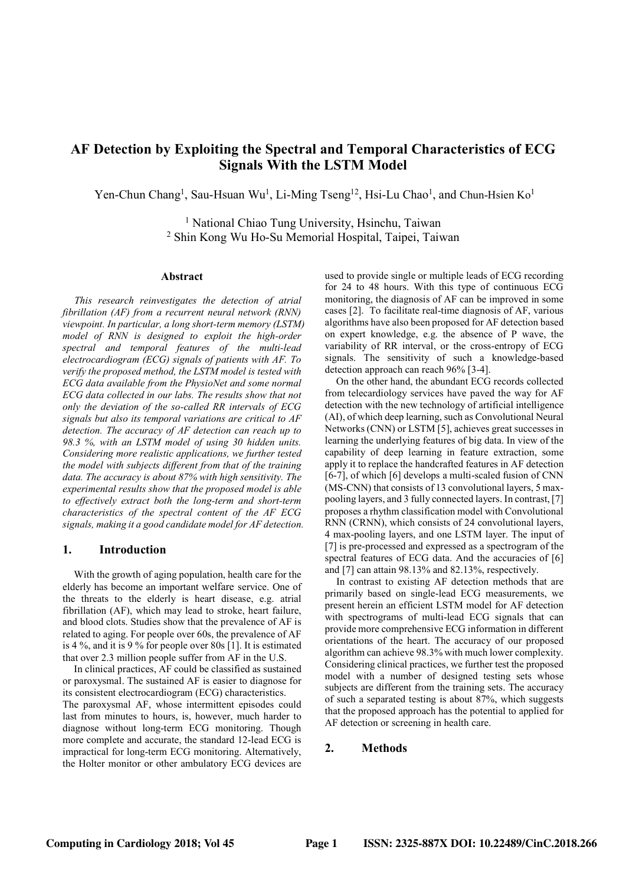# AF Detection by Exploiting the Spectral and Temporal Characteristics of ECG Signals With the LSTM Model

Yen-Chun Chang[1], Sau-Hsuan Wu[1], Li-Ming Tseng[12], Hsi-Lu Chao[1], and Chun-Hsien Ko[1]

[1] National Chiao Tung University, Hsinchu, Taiwan
[2] Shin Kong Wu Ho-Su Memorial Hospital, Taipei, Taiwan

## Abstract

*This research reinvestigates the detection of atrial fibrillation (AF) from a recurrent neural network (RNN) viewpoint. In particular, a long short-term memory (LSTM) model of RNN is designed to exploit the high-order spectral and temporal features of the multi-lead electrocardiogram (ECG) signals of patients with AF. To verify the proposed method, the LSTM model is tested with ECG data available from the PhysioNet and some normal ECG data collected in our labs. The results show that not only the deviation of the so-called RR intervals of ECG signals but also its temporal variations are critical to AF detection. The accuracy of AF detection can reach up to 98.3 %, with an LSTM model of using 30 hidden units. Considering more realistic applications, we further tested the model with subjects different from that of the training data. The accuracy is about 87% with high sensitivity. The experimental results show that the proposed model is able to effectively extract both the long-term and short-term characteristics of the spectral content of the AF ECG signals, making it a good candidate model for AF detection.*

## 1. Introduction

With the growth of aging population, health care for the elderly has become an important welfare service. One of the threats to the elderly is heart disease, e.g. atrial fibrillation (AF), which may lead to stroke, heart failure, and blood clots. Studies show that the prevalence of AF is related to aging. For people over 60s, the prevalence of AF is 4 %, and it is 9 % for people over 80s [1]. It is estimated that over 2.3 million people suffer from AF in the U.S.

In clinical practices, AF could be classified as sustained or paroxysmal. The sustained AF is easier to diagnose for its consistent electrocardiogram (ECG) characteristics. The paroxysmal AF, whose intermittent episodes could last from minutes to hours, is, however, much harder to diagnose without long-term ECG monitoring. Though more complete and accurate, the standard 12-lead ECG is impractical for long-term ECG monitoring. Alternatively, the Holter monitor or other ambulatory ECG devices are used to provide single or multiple leads of ECG recording for 24 to 48 hours. With this type of continuous ECG monitoring, the diagnosis of AF can be improved in some cases [2]. To facilitate real-time diagnosis of AF, various algorithms have also been proposed for AF detection based on expert knowledge, e.g. the absence of P wave, the variability of RR interval, or the cross-entropy of ECG signals. The sensitivity of such a knowledge-based detection approach can reach 96% [3-4].

On the other hand, the abundant ECG records collected from telecardiology services have paved the way for AF detection with the new technology of artificial intelligence (AI), of which deep learning, such as Convolutional Neural Networks (CNN) or LSTM [5], achieves great successes in learning the underlying features of big data. In view of the capability of deep learning in feature extraction, some apply it to replace the handcrafted features in AF detection [6-7], of which [6] develops a multi-scaled fusion of CNN (MS-CNN) that consists of 13 convolutional layers, 5 max-pooling layers, and 3 fully connected layers. In contrast, [7] proposes a rhythm classification model with Convolutional RNN (CRNN), which consists of 24 convolutional layers, 4 max-pooling layers, and one LSTM layer. The input of [7] is pre-processed and expressed as a spectrogram of the spectral features of ECG data. And the accuracies of [6] and [7] can attain 98.13% and 82.13%, respectively.

In contrast to existing AF detection methods that are primarily based on single-lead ECG measurements, we present herein an efficient LSTM model for AF detection with spectrograms of multi-lead ECG signals that can provide more comprehensive ECG information in different orientations of the heart. The accuracy of our proposed algorithm can achieve 98.3% with much lower complexity. Considering clinical practices, we further test the proposed model with a number of designed testing sets whose subjects are different from the training sets. The accuracy of such a separated testing is about 87%, which suggests that the proposed approach has the potential to applied for AF detection or screening in health care.

## 2. Methods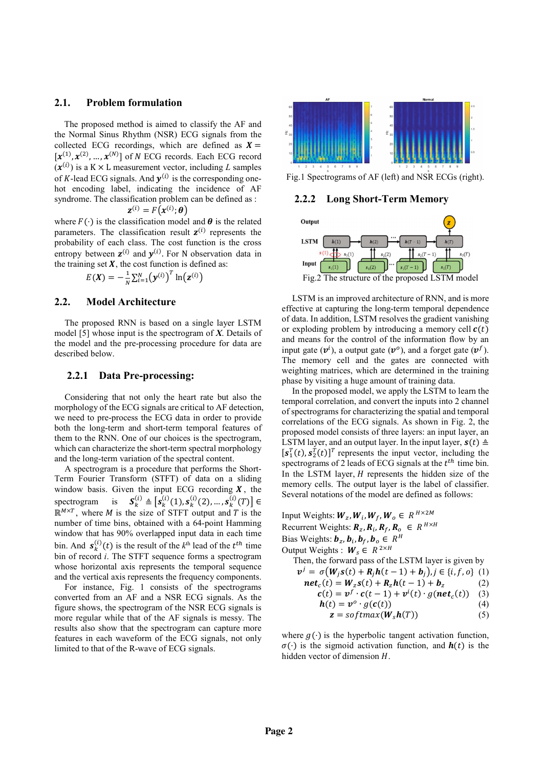## 2.1. Problem formulation

The proposed method is aimed to classify the AF and the Normal Sinus Rhythm (NSR) ECG signals from the collected ECG recordings, which are defined as $\boldsymbol{X} = [\boldsymbol{x}^{(1)}, \boldsymbol{x}^{(2)}, \ldots, \boldsymbol{x}^{(N)}]$ of $N$ ECG records. Each ECG record $(\boldsymbol{x}^{(i)})$ is a K × L measurement vector, including $L$ samples of $K$-lead ECG signals. And $\boldsymbol{y}^{(i)}$ is the corresponding one-hot encoding label, indicating the incidence of AF syndrome. The classification problem can be defined as :

$$\boldsymbol{z}^{(i)} = F\left(\boldsymbol{x}^{(i)}; \boldsymbol{\theta}\right)$$

where $F(\cdot)$ is the classification model and $\boldsymbol{\theta}$ is the related parameters. The classification result $\boldsymbol{z}^{(i)}$ represents the probability of each class. The cost function is the cross entropy between $\boldsymbol{z}^{(i)}$ and $\boldsymbol{y}^{(i)}$. For N observation data in the training set $\boldsymbol{X}$, the cost function is defined as:

$$E(\boldsymbol{X}) = -\frac{1}{N}\sum_{i=1}^{N}\left(\boldsymbol{y}^{(i)}\right)^{T}\ln\left(\boldsymbol{z}^{(i)}\right)$$

## 2.2. Model Architecture

The proposed RNN is based on a single layer LSTM model [5] whose input is the spectrogram of $\boldsymbol{X}$. Details of the model and the pre-processing procedure for data are described below.

### 2.2.1 Data Pre-processing:

Considering that not only the heart rate but also the morphology of the ECG signals are critical to AF detection, we need to pre-process the ECG data in order to provide both the long-term and short-term temporal features of them to the RNN. One of our choices is the spectrogram, which can characterize the short-term spectral morphology and the long-term variation of the spectral content.

A spectrogram is a procedure that performs the Short-Term Fourier Transform (STFT) of data on a sliding window basis. Given the input ECG recording $\boldsymbol{X}$, the spectrogram is $\boldsymbol{S}_k^{(i)} \triangleq \left[\boldsymbol{s}_k^{(i)}(1), \boldsymbol{s}_k^{(i)}(2), \ldots, \boldsymbol{s}_k^{(i)}(T)\right] \in \mathbb{R}^{M \times T}$, where $M$ is the size of STFT output and $T$ is the number of time bins, obtained with a 64-point Hamming window that has 90% overlapped input data in each time bin. And $\boldsymbol{s}_k^{(i)}(t)$ is the result of the $k^{\text{th}}$ lead of the $t^{th}$ time bin of record $i$. The STFT sequence forms a spectrogram whose horizontal axis represents the temporal sequence and the vertical axis represents the frequency components.

For instance, Fig. 1 consists of the spectrograms converted from an AF and a NSR ECG signals. As the figure shows, the spectrogram of the NSR ECG signals is more regular while that of the AF signals is messy. The results also show that the spectrogram can capture more features in each waveform of the ECG signals, not only limited to that of the R-wave of ECG signals.

Fig.1 Spectrograms of AF (left) and NSR ECGs (right).

### 2.2.2 Long Short-Term Memory

Fig.2 The structure of the proposed LSTM model

LSTM is an improved architecture of RNN, and is more effective at capturing the long-term temporal dependence of data. In addition, LSTM resolves the gradient vanishing or exploding problem by introducing a memory cell $\boldsymbol{c}(t)$ and means for the control of the information flow by an input gate ($\boldsymbol{v}^{i}$), a output gate ($\boldsymbol{v}^{o}$), and a forget gate ($\boldsymbol{v}^{f}$). The memory cell and the gates are connected with weighting matrices, which are determined in the training phase by visiting a huge amount of training data.

In the proposed model, we apply the LSTM to learn the temporal correlation, and convert the inputs into 2 channel of spectrograms for characterizing the spatial and temporal correlations of the ECG signals. As shown in Fig. 2, the proposed model consists of three layers: an input layer, an LSTM layer, and an output layer. In the input layer, $\boldsymbol{s}(t) \triangleq [\boldsymbol{s}_1^T(t), \boldsymbol{s}_2^T(t)]^T$ represents the input vector, including the spectrograms of 2 leads of ECG signals at the $t^{th}$ time bin. In the LSTM layer, $H$ represents the hidden size of the memory cells. The output layer is the label of classifier. Several notations of the model are defined as follows:

Input Weights: $\boldsymbol{W}_z, \boldsymbol{W}_i, \boldsymbol{W}_f, \boldsymbol{W}_o \in R^{H \times 2M}$
Recurrent Weights: $\boldsymbol{R}_z, \boldsymbol{R}_i, \boldsymbol{R}_f, \boldsymbol{R}_o \in R^{H \times H}$
Bias Weights: $\boldsymbol{b}_z, \boldsymbol{b}_i, \boldsymbol{b}_f, \boldsymbol{b}_o \in R^{H}$
Output Weights : $\boldsymbol{W}_s \in R^{2 \times H}$

Then, the forward pass of the LSTM layer is given by

$$\boldsymbol{v}^{j} = \sigma\left(\boldsymbol{W}_j \boldsymbol{s}(t) + \boldsymbol{R}_j \boldsymbol{h}(t-1) + \boldsymbol{b}_j\right), j \in \{i, f, o\} \quad (1)$$

$$\boldsymbol{net}_c(t) = \boldsymbol{W}_z \boldsymbol{s}(t) + \boldsymbol{R}_z \boldsymbol{h}(t-1) + \boldsymbol{b}_z \quad (2)$$

$$\boldsymbol{c}(t) = \boldsymbol{v}^{f} \cdot \boldsymbol{c}(t-1) + \boldsymbol{v}^{i}(t) \cdot g(\boldsymbol{net}_c(t)) \quad (3)$$

$$\boldsymbol{h}(t) = \boldsymbol{v}^{o} \cdot g(\boldsymbol{c}(t)) \quad (4)$$

$$\boldsymbol{z} = softmax(\boldsymbol{W}_s \boldsymbol{h}(T)) \quad (5)$$

where $g(\cdot)$ is the hyperbolic tangent activation function, $\sigma(\cdot)$ is the sigmoid activation function, and $\boldsymbol{h}(t)$ is the hidden vector of dimension $H$.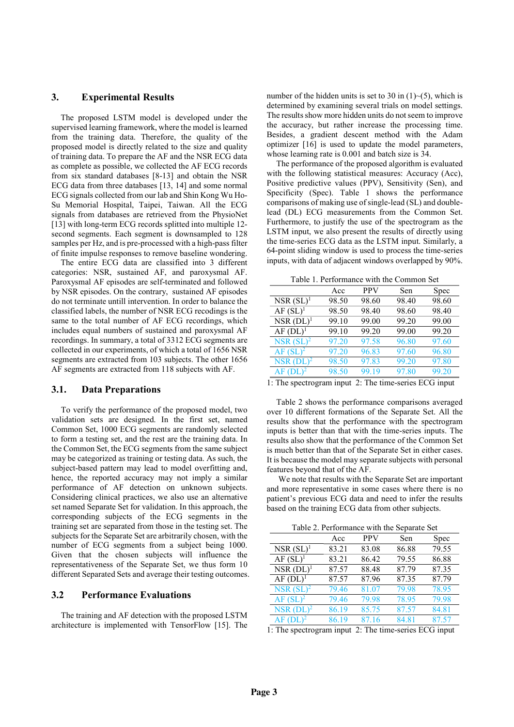## 3. Experimental Results

The proposed LSTM model is developed under the supervised learning framework, where the model is learned from the training data. Therefore, the quality of the proposed model is directly related to the size and quality of training data. To prepare the AF and the NSR ECG data as complete as possible, we collected the AF ECG records from six standard databases [8-13] and obtain the NSR ECG data from three databases [13, 14] and some normal ECG signals collected from our lab and Shin Kong Wu Ho-Su Memorial Hospital, Taipei, Taiwan. All the ECG signals from databases are retrieved from the PhysioNet [13] with long-term ECG records splitted into multiple 12-second segments. Each segment is downsampled to 128 samples per Hz, and is pre-processed with a high-pass filter of finite impulse responses to remove baseline wondering.

The entire ECG data are classified into 3 different categories: NSR, sustained AF, and paroxysmal AF. Paroxysmal AF episodes are self-terminated and followed by NSR episodes. On the contrary, sustained AF episodes do not terminate untill intervention. In order to balance the classified labels, the number of NSR ECG recodings is the same to the total number of AF ECG recordings, which includes equal numbers of sustained and paroxysmal AF recordings. In summary, a total of 3312 ECG segments are collected in our experiments, of which a total of 1656 NSR segments are extracted from 103 subjects. The other 1656 AF segments are extracted from 118 subjects with AF.

### 3.1. Data Preparations

To verify the performance of the proposed model, two validation sets are designed. In the first set, named Common Set, 1000 ECG segments are randomly selected to form a testing set, and the rest are the training data. In the Common Set, the ECG segments from the same subject may be categorized as training or testing data. As such, the subject-based pattern may lead to model overfitting and, hence, the reported accuracy may not imply a similar performance of AF detection on unknown subjects. Considering clinical practices, we also use an alternative set named Separate Set for validation. In this approach, the corresponding subjects of the ECG segments in the training set are separated from those in the testing set. The subjects for the Separate Set are arbitrarily chosen, with the number of ECG segments from a subject being 1000. Given that the chosen subjects will influence the representativeness of the Separate Set, we thus form 10 different Separated Sets and average their testing outcomes.

### 3.2 Performance Evaluations

The training and AF detection with the proposed LSTM architecture is implemented with TensorFlow [15]. The number of the hidden units is set to 30 in (1)~(5), which is determined by examining several trials on model settings. The results show more hidden units do not seem to improve the accuracy, but rather increase the processing time. Besides, a gradient descent method with the Adam optimizer [16] is used to update the model parameters, whose learning rate is 0.001 and batch size is 34.

The performance of the proposed algorithm is evaluated with the following statistical measures: Accuracy (Acc), Positive predictive values (PPV), Sensitivity (Sen), and Specificity (Spec). Table 1 shows the performance comparisons of making use of single-lead (SL) and double-lead (DL) ECG measurements from the Common Set. Furthermore, to justify the use of the spectrogram as the LSTM input, we also present the results of directly using the time-series ECG data as the LSTM input. Similarly, a 64-point sliding window is used to process the time-series inputs, with data of adjacent windows overlapped by 90%.

Table 1. Performance with the Common Set

| | Acc | PPV | Sen | Spec |
|---|---|---|---|---|
| NSR (SL)[1] | 98.50 | 98.60 | 98.40 | 98.60 |
| AF (SL)[1] | 98.50 | 98.40 | 98.60 | 98.40 |
| NSR (DL)[1] | 99.10 | 99.00 | 99.20 | 99.00 |
| AF (DL)[1] | 99.10 | 99.20 | 99.00 | 99.20 |
| NSR (SL)[2] | 97.20 | 97.58 | 96.80 | 97.60 |
| AF (SL)[2] | 97.20 | 96.83 | 97.60 | 96.80 |
| NSR (DL)[2] | 98.50 | 97.83 | 99.20 | 97.80 |
| AF (DL)[2] | 98.50 | 99.19 | 97.80 | 99.20 |

1: The spectrogram input 2: The time-series ECG input

Table 2 shows the performance comparisons averaged over 10 different formations of the Separate Set. All the results show that the performance with the spectrogram inputs is better than that with the time-series inputs. The results also show that the performance of the Common Set is much better than that of the Separate Set in either cases. It is because the model may separate subjects with personal features beyond that of the AF.

We note that results with the Separate Set are important and more representative in some cases where there is no patient's previous ECG data and need to infer the results based on the training ECG data from other subjects.

Table 2. Performance with the Separate Set

| | Acc | PPV | Sen | Spec |
|---|---|---|---|---|
| NSR (SL)[1] | 83.21 | 83.08 | 86.88 | 79.55 |
| AF (SL)[1] | 83.21 | 86.42 | 79.55 | 86.88 |
| NSR (DL)[1] | 87.57 | 88.48 | 87.79 | 87.35 |
| AF (DL)[1] | 87.57 | 87.96 | 87.35 | 87.79 |
| NSR (SL)[2] | 79.46 | 81.07 | 79.98 | 78.95 |
| AF (SL)[2] | 79.46 | 79.98 | 78.95 | 79.98 |
| NSR (DL)[2] | 86.19 | 85.75 | 87.57 | 84.81 |
| AF (DL)[2] | 86.19 | 87.16 | 84.81 | 87.57 |

1: The spectrogram input 2: The time-series ECG input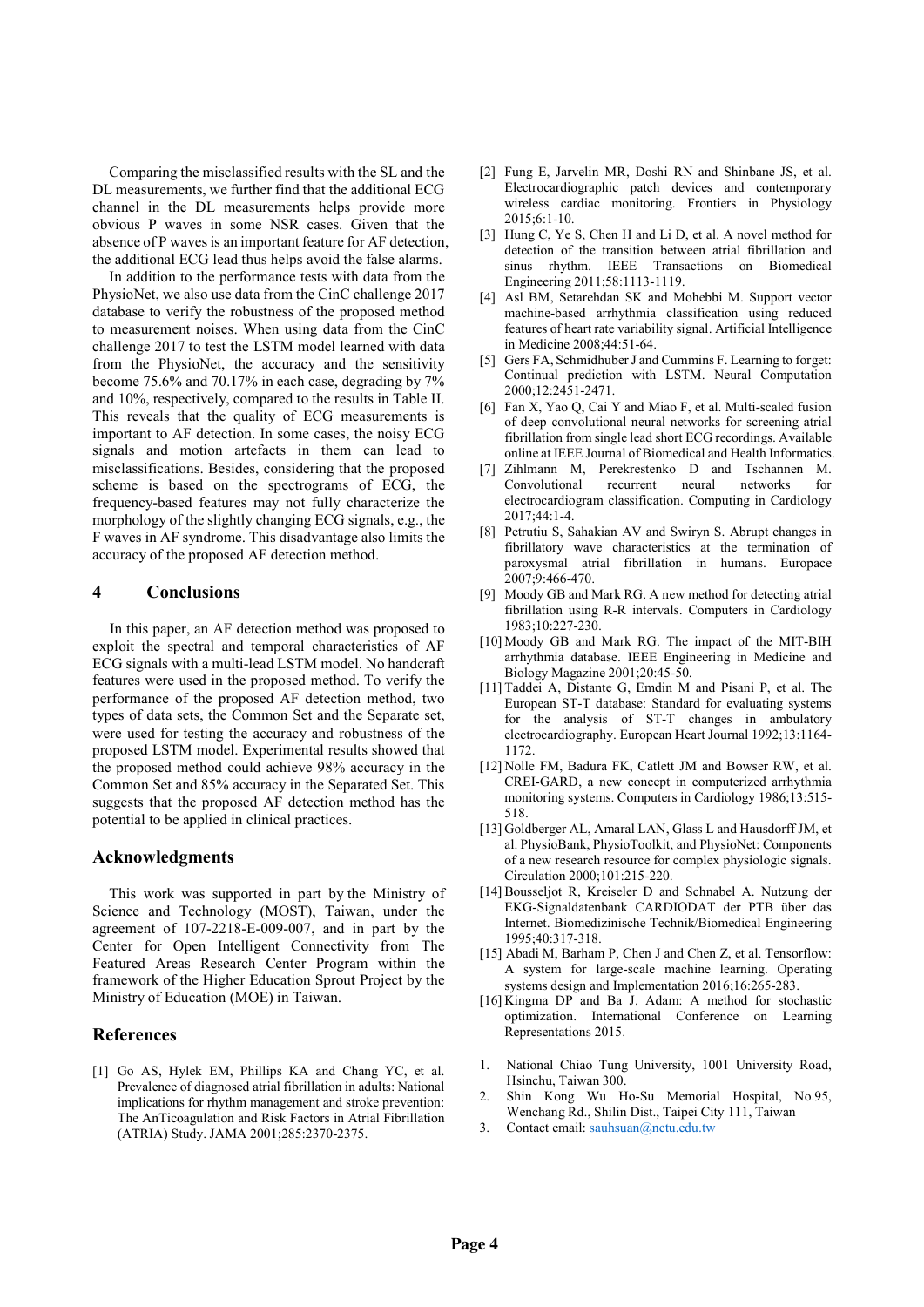Comparing the misclassified results with the SL and the DL measurements, we further find that the additional ECG channel in the DL measurements helps provide more obvious P waves in some NSR cases. Given that the absence of P waves is an important feature for AF detection, the additional ECG lead thus helps avoid the false alarms.

In addition to the performance tests with data from the PhysioNet, we also use data from the CinC challenge 2017 database to verify the robustness of the proposed method to measurement noises. When using data from the CinC challenge 2017 to test the LSTM model learned with data from the PhysioNet, the accuracy and the sensitivity become 75.6% and 70.17% in each case, degrading by 7% and 10%, respectively, compared to the results in Table II. This reveals that the quality of ECG measurements is important to AF detection. In some cases, the noisy ECG signals and motion artefacts in them can lead to misclassifications. Besides, considering that the proposed scheme is based on the spectrograms of ECG, the frequency-based features may not fully characterize the morphology of the slightly changing ECG signals, e.g., the F waves in AF syndrome. This disadvantage also limits the accuracy of the proposed AF detection method.

## 4 Conclusions

In this paper, an AF detection method was proposed to exploit the spectral and temporal characteristics of AF ECG signals with a multi-lead LSTM model. No handcraft features were used in the proposed method. To verify the performance of the proposed AF detection method, two types of data sets, the Common Set and the Separate set, were used for testing the accuracy and robustness of the proposed LSTM model. Experimental results showed that the proposed method could achieve 98% accuracy in the Common Set and 85% accuracy in the Separated Set. This suggests that the proposed AF detection method has the potential to be applied in clinical practices.

## Acknowledgments

This work was supported in part by the Ministry of Science and Technology (MOST), Taiwan, under the agreement of 107-2218-E-009-007, and in part by the Center for Open Intelligent Connectivity from The Featured Areas Research Center Program within the framework of the Higher Education Sprout Project by the Ministry of Education (MOE) in Taiwan.

## References

[1] Go AS, Hylek EM, Phillips KA and Chang YC, et al. Prevalence of diagnosed atrial fibrillation in adults: National implications for rhythm management and stroke prevention: The AnTicoagulation and Risk Factors in Atrial Fibrillation (ATRIA) Study. JAMA 2001;285:2370-2375.

[2] Fung E, Jarvelin MR, Doshi RN and Shinbane JS, et al. Electrocardiographic patch devices and contemporary wireless cardiac monitoring. Frontiers in Physiology 2015;6:1-10.

[3] Hung C, Ye S, Chen H and Li D, et al. A novel method for detection of the transition between atrial fibrillation and sinus rhythm. IEEE Transactions on Biomedical Engineering 2011;58:1113-1119.

[4] Asl BM, Setarehdan SK and Mohebbi M. Support vector machine-based arrhythmia classification using reduced features of heart rate variability signal. Artificial Intelligence in Medicine 2008;44:51-64.

[5] Gers FA, Schmidhuber J and Cummins F. Learning to forget: Continual prediction with LSTM. Neural Computation 2000;12:2451-2471.

[6] Fan X, Yao Q, Cai Y and Miao F, et al. Multi-scaled fusion of deep convolutional neural networks for screening atrial fibrillation from single lead short ECG recordings. Available online at IEEE Journal of Biomedical and Health Informatics.

[7] Zihlmann M, Perekrestenko D and Tschannen M. Convolutional recurrent neural networks for electrocardiogram classification. Computing in Cardiology 2017;44:1-4.

[8] Petrutiu S, Sahakian AV and Swiryn S. Abrupt changes in fibrillatory wave characteristics at the termination of paroxysmal atrial fibrillation in humans. Europace 2007;9:466-470.

[9] Moody GB and Mark RG. A new method for detecting atrial fibrillation using R-R intervals. Computers in Cardiology 1983;10:227-230.

[10] Moody GB and Mark RG. The impact of the MIT-BIH arrhythmia database. IEEE Engineering in Medicine and Biology Magazine 2001;20:45-50.

[11] Taddei A, Distante G, Emdin M and Pisani P, et al. The European ST-T database: Standard for evaluating systems for the analysis of ST-T changes in ambulatory electrocardiography. European Heart Journal 1992;13:1164-1172.

[12] Nolle FM, Badura FK, Catlett JM and Bowser RW, et al. CREI-GARD, a new concept in computerized arrhythmia monitoring systems. Computers in Cardiology 1986;13:515-518.

[13] Goldberger AL, Amaral LAN, Glass L and Hausdorff JM, et al. PhysioBank, PhysioToolkit, and PhysioNet: Components of a new research resource for complex physiologic signals. Circulation 2000;101:215-220.

[14] Bousseljot R, Kreiseler D and Schnabel A. Nutzung der EKG-Signaldatenbank CARDIODAT der PTB über das Internet. Biomedizinische Technik/Biomedical Engineering 1995;40:317-318.

[15] Abadi M, Barham P, Chen J and Chen Z, et al. Tensorflow: A system for large-scale machine learning. Operating systems design and Implementation 2016;16:265-283.

[16] Kingma DP and Ba J. Adam: A method for stochastic optimization. International Conference on Learning Representations 2015.

1. National Chiao Tung University, 1001 University Road, Hsinchu, Taiwan 300.
2. Shin Kong Wu Ho-Su Memorial Hospital, No.95, Wenchang Rd., Shilin Dist., Taipei City 111, Taiwan
3. Contact email: sauhsuan@nctu.edu.tw